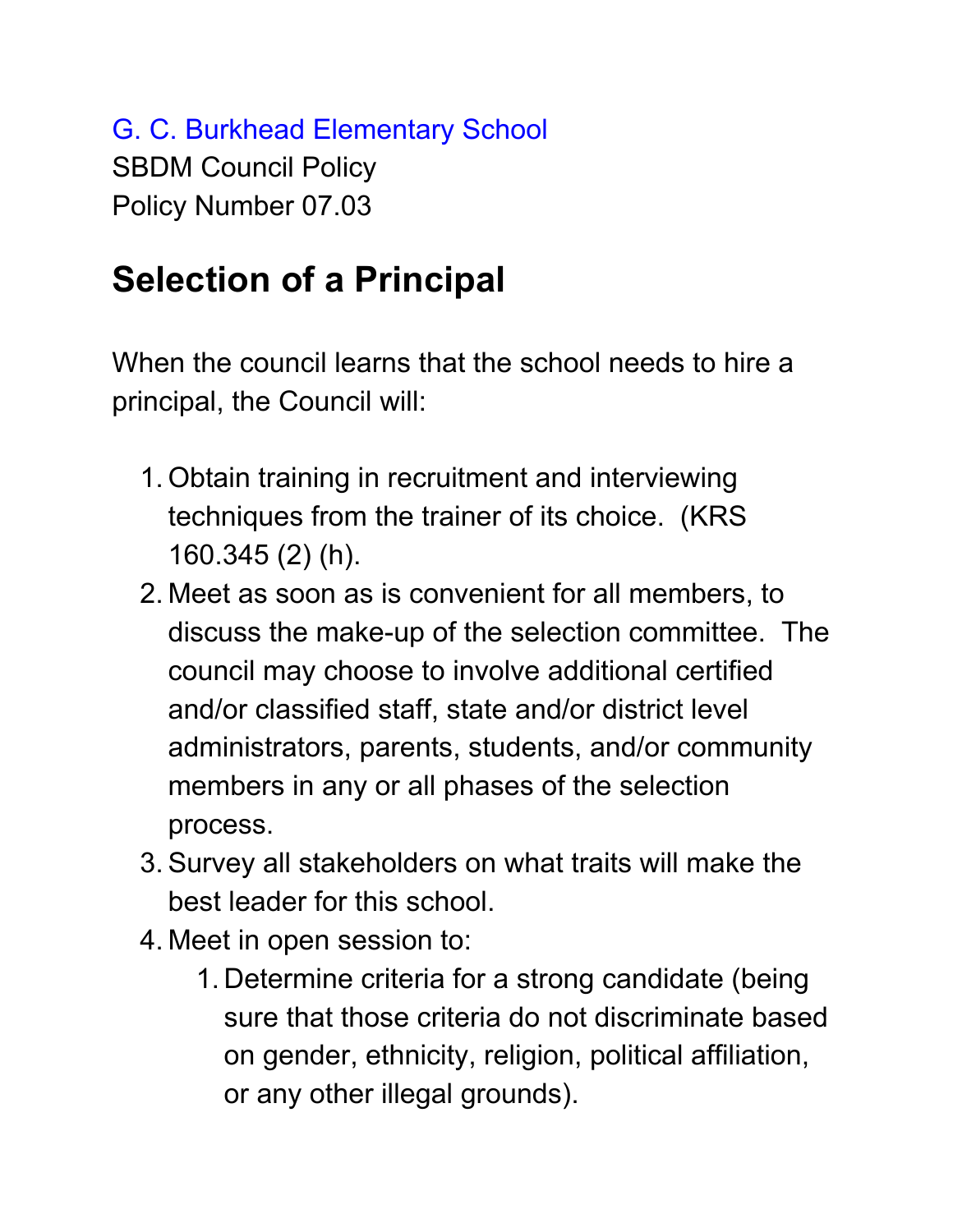G. C. Burkhead Elementary School
SBDM Council Policy
Policy Number 07.03

# Selection of a Principal

When the council learns that the school needs to hire a principal, the Council will:

1. Obtain training in recruitment and interviewing techniques from the trainer of its choice. (KRS 160.345 (2) (h).
2. Meet as soon as is convenient for all members, to discuss the make-up of the selection committee. The council may choose to involve additional certified and/or classified staff, state and/or district level administrators, parents, students, and/or community members in any or all phases of the selection process.
3. Survey all stakeholders on what traits will make the best leader for this school.
4. Meet in open session to:
    1. Determine criteria for a strong candidate (being sure that those criteria do not discriminate based on gender, ethnicity, religion, political affiliation, or any other illegal grounds).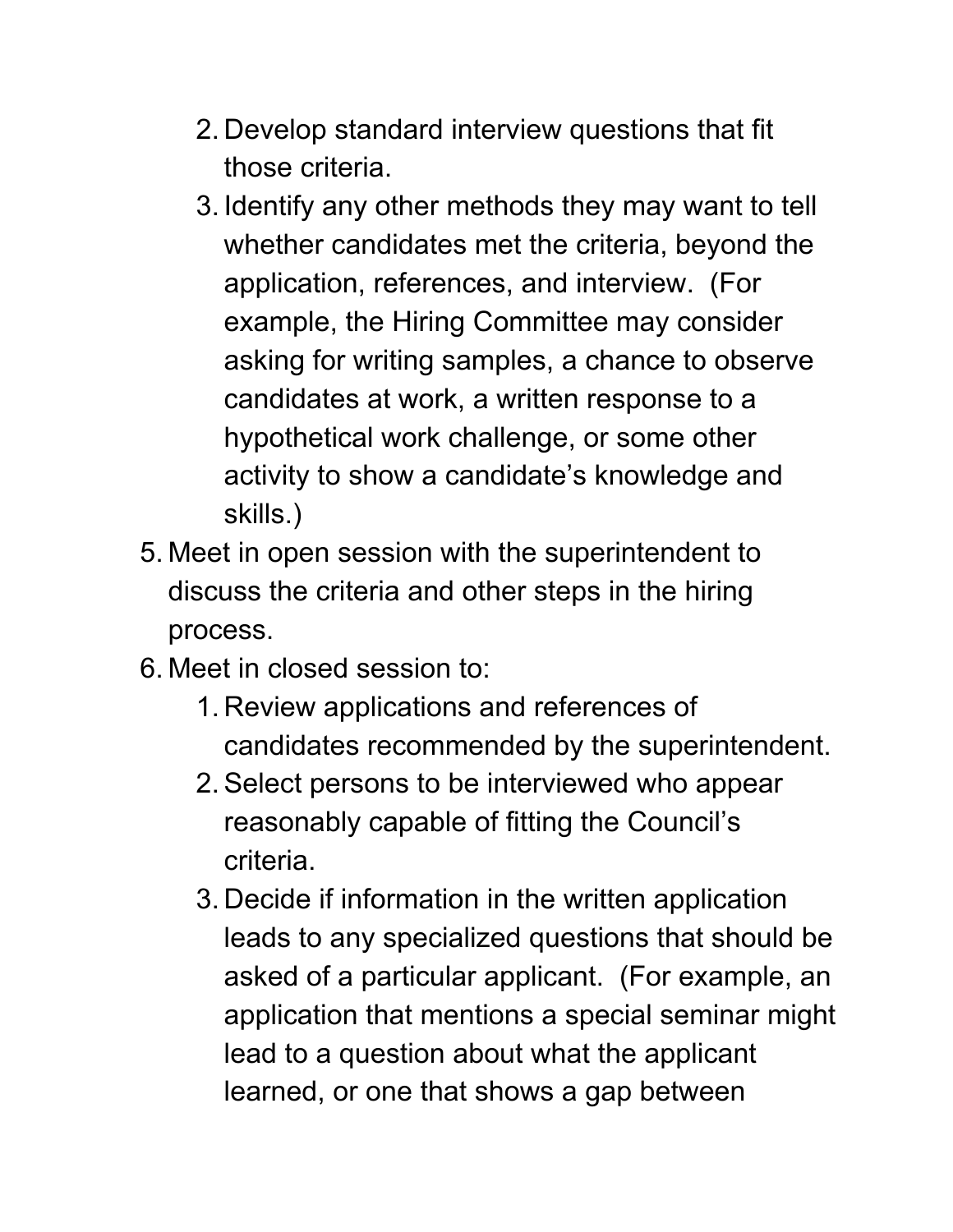2. Develop standard interview questions that fit those criteria.
   3. Identify any other methods they may want to tell whether candidates met the criteria, beyond the application, references, and interview. (For example, the Hiring Committee may consider asking for writing samples, a chance to observe candidates at work, a written response to a hypothetical work challenge, or some other activity to show a candidate's knowledge and skills.)

5. Meet in open session with the superintendent to discuss the criteria and other steps in the hiring process.
6. Meet in closed session to:
   1. Review applications and references of candidates recommended by the superintendent.
   2. Select persons to be interviewed who appear reasonably capable of fitting the Council's criteria.
   3. Decide if information in the written application leads to any specialized questions that should be asked of a particular applicant. (For example, an application that mentions a special seminar might lead to a question about what the applicant learned, or one that shows a gap between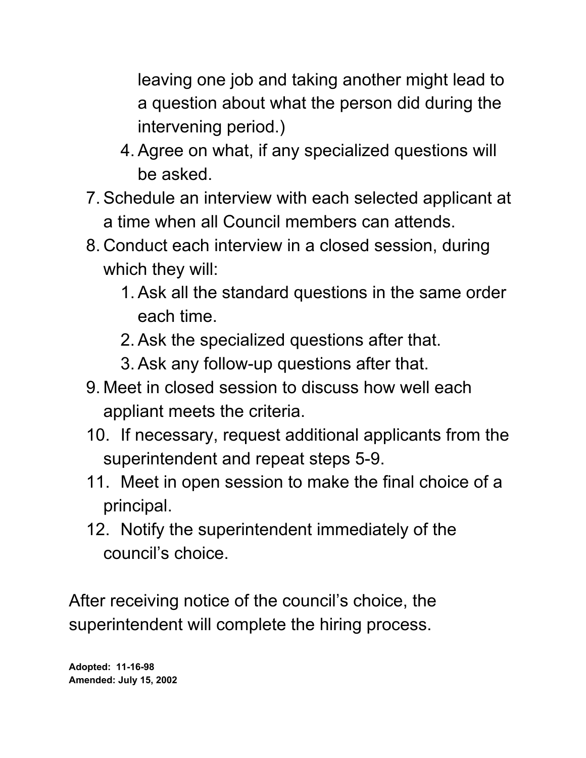leaving one job and taking another might lead to a question about what the person did during the intervening period.)

   4. Agree on what, if any specialized questions will be asked.

7. Schedule an interview with each selected applicant at a time when all Council members can attends.
8. Conduct each interview in a closed session, during which they will:
   1. Ask all the standard questions in the same order each time.
   2. Ask the specialized questions after that.
   3. Ask any follow-up questions after that.
9. Meet in closed session to discuss how well each appliant meets the criteria.
10. If necessary, request additional applicants from the superintendent and repeat steps 5-9.
11. Meet in open session to make the final choice of a principal.
12. Notify the superintendent immediately of the council's choice.

After receiving notice of the council's choice, the superintendent will complete the hiring process.

**Adopted: 11-16-98**
**Amended: July 15, 2002**